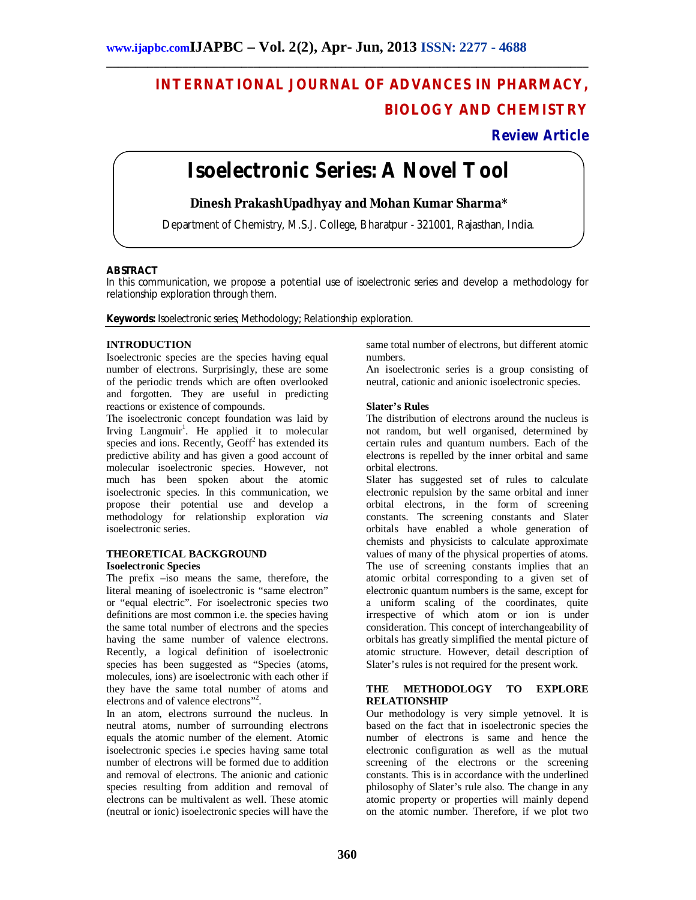# INTERNATIONAL JOURNAL OF ADVANCES IN PHARMACY, BIOLOGY AND CHEMISTRY

**Review Article**

# Isoelectronic Series: A Novel Tool

**Dinesh PrakashUpadhyay and Mohan Kumar Sharma***

Department of Chemistry, M.S.J. College, Bharatpur - 321001, Rajasthan, India.

**ABSTRACT**

*In this communication, we propose a potential use of isoelectronic series and develop a methodology for relationship exploration through them.*

**Keywords:** Isoelectronic series; Methodology; Relationship exploration.

## INTRODUCTION

Isoelectronic species are the species having equal number of electrons. Surprisingly, these are some of the periodic trends which are often overlooked and forgotten. They are useful in predicting reactions or existence of compounds.

The isoelectronic concept foundation was laid by Irving Langmuir[1]. He applied it to molecular species and ions. Recently, Geoff[2] has extended its predictive ability and has given a good account of molecular isoelectronic species. However, not much has been spoken about the atomic isoelectronic species. In this communication, we propose their potential use and develop a methodology for relationship exploration *via* isoelectronic series.

## THEORETICAL BACKGROUND

### Isoelectronic Species

The prefix –iso means the same, therefore, the literal meaning of isoelectronic is "same electron" or "equal electric". For isoelectronic species two definitions are most common i.e. the species having the same total number of electrons and the species having the same number of valence electrons. Recently, a logical definition of isoelectronic species has been suggested as "Species (atoms, molecules, ions) are isoelectronic with each other if they have the same total number of atoms and electrons and of valence electrons"[2].

In an atom, electrons surround the nucleus. In neutral atoms, number of surrounding electrons equals the atomic number of the element. Atomic isoelectronic species i.e species having same total number of electrons will be formed due to addition and removal of electrons. The anionic and cationic species resulting from addition and removal of electrons can be multivalent as well. These atomic (neutral or ionic) isoelectronic species will have the same total number of electrons, but different atomic numbers.

An isoelectronic series is a group consisting of neutral, cationic and anionic isoelectronic species.

### Slater's Rules

The distribution of electrons around the nucleus is not random, but well organised, determined by certain rules and quantum numbers. Each of the electrons is repelled by the inner orbital and same orbital electrons.

Slater has suggested set of rules to calculate electronic repulsion by the same orbital and inner orbital electrons, in the form of screening constants. The screening constants and Slater orbitals have enabled a whole generation of chemists and physicists to calculate approximate values of many of the physical properties of atoms. The use of screening constants implies that an atomic orbital corresponding to a given set of electronic quantum numbers is the same, except for a uniform scaling of the coordinates, quite irrespective of which atom or ion is under consideration. This concept of interchangeability of orbitals has greatly simplified the mental picture of atomic structure. However, detail description of Slater's rules is not required for the present work.

## THE METHODOLOGY TO EXPLORE RELATIONSHIP

Our methodology is very simple yetnovel. It is based on the fact that in isoelectronic species the number of electrons is same and hence the electronic configuration as well as the mutual screening of the electrons or the screening constants. This is in accordance with the underlined philosophy of Slater's rule also. The change in any atomic property or properties will mainly depend on the atomic number. Therefore, if we plot two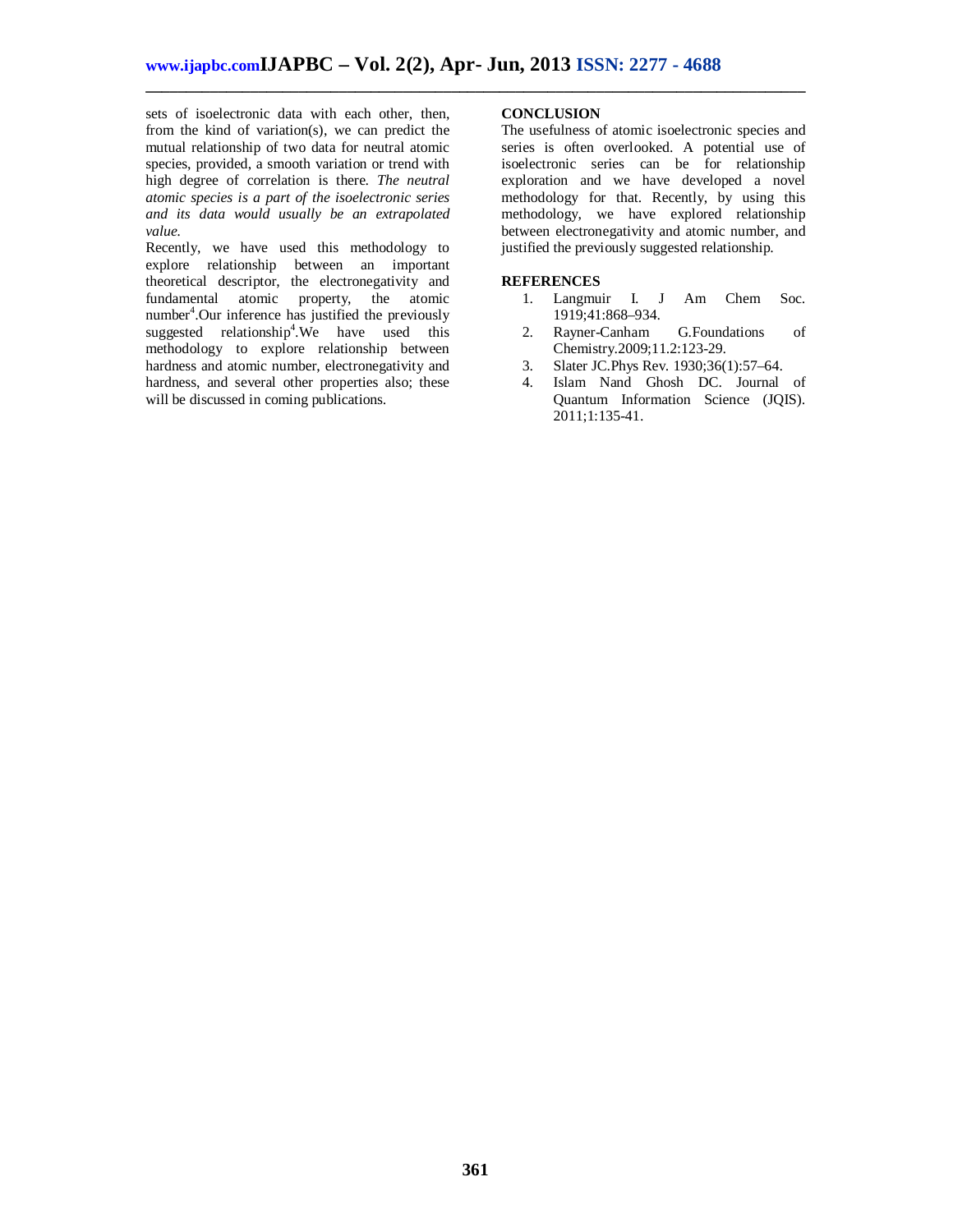sets of isoelectronic data with each other, then, from the kind of variation(s), we can predict the mutual relationship of two data for neutral atomic species, provided, a smooth variation or trend with high degree of correlation is there. *The neutral atomic species is a part of the isoelectronic series and its data would usually be an extrapolated value.*

Recently, we have used this methodology to explore relationship between an important theoretical descriptor, the electronegativity and fundamental atomic property, the atomic number[4].Our inference has justified the previously suggested relationship[4].We have used this methodology to explore relationship between hardness and atomic number, electronegativity and hardness, and several other properties also; these will be discussed in coming publications.

## CONCLUSION

The usefulness of atomic isoelectronic species and series is often overlooked. A potential use of isoelectronic series can be for relationship exploration and we have developed a novel methodology for that. Recently, by using this methodology, we have explored relationship between electronegativity and atomic number, and justified the previously suggested relationship.

## REFERENCES

1. Langmuir I. J Am Chem Soc. 1919;41:868–934.
2. Rayner-Canham G.Foundations of Chemistry.2009;11.2:123-29.
3. Slater JC.Phys Rev. 1930;36(1):57–64.
4. Islam Nand Ghosh DC. Journal of Quantum Information Science (JQIS). 2011;1:135-41.